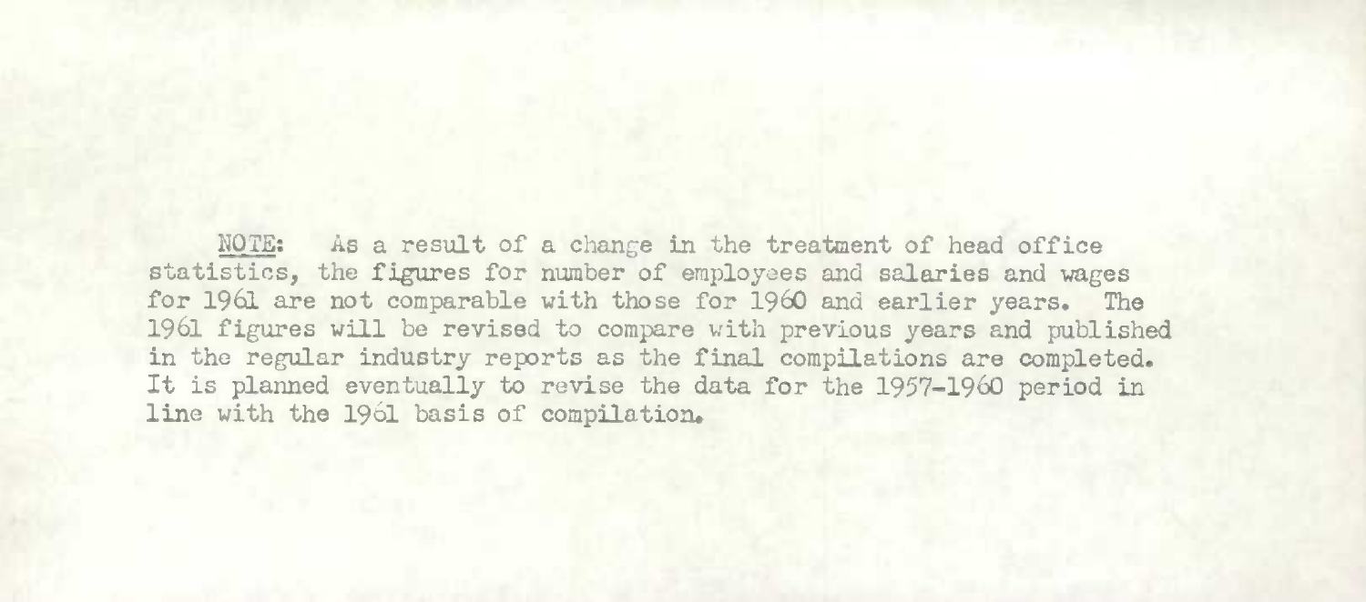NOTE: As a result of a change in the treatment of head office statistics, the figures for number of employees and salaries and wages for 1961 are not comparable with those for 1960 and earlier years. The 1961 figures will be revised to compare with previous years and published in the regular industry reports as the final compilations are completed. It is planned eventually to revise the data for the 1957-1960 period in line with the 1961 basis of compilation.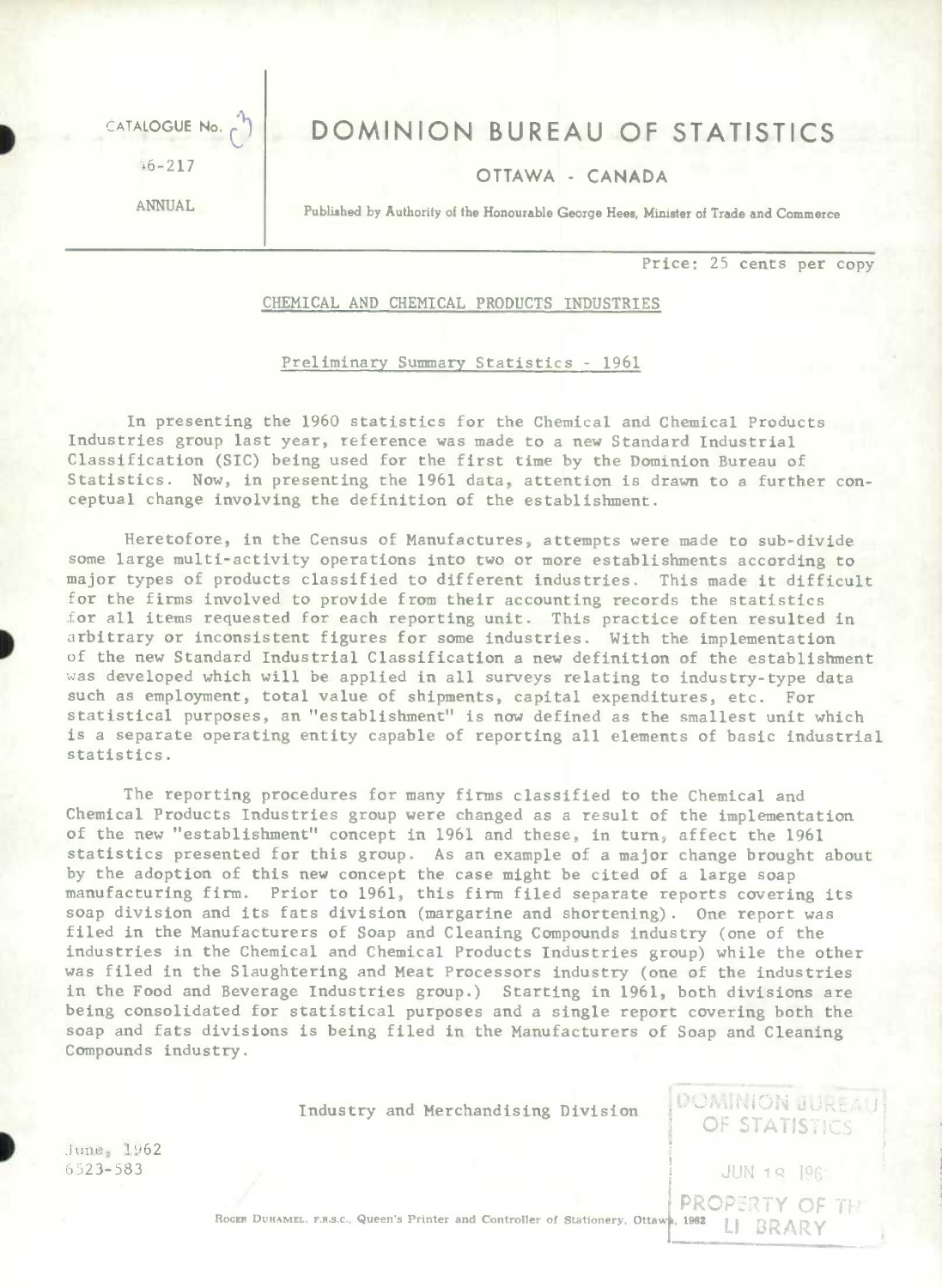CATALOGUE No. 46-217

ANNUAL

# DOMINION BUREAU OF STATISTICS

OTTAWA - CANADA

Published by Authority of the Honourable George Hees, Minister of Trade and Commerce

Price: 25 cents per copy

## CHEMICAL AND CHEMICAL PRODUCTS INDUSTRIES

### Preliminary Summary Statistics - 1961

In presenting the 1960 statistics for the Chemical and Chemical Products Industries group last year, reference was made to a new Standard Industrial Classification (SIC) being used for the first time by the Dominion Bureau of Statistics. Now, in presenting the 1961 data, attention is drawn to a further conceptual change involving the definition of the establishment.

Heretofore, in the Census of Manufactures, attempts were made to sub-divide some large multi-activity operations into two or more establishments according to major types of products classified to different industries. This made it difficult for the firms involved to provide from their accounting records the statistics for all items requested for each reporting unit. This practice often resulted in arbitrary or inconsistent figures for some industries. With the implementation of the new Standard Industrial Classification a new definition of the establishment was developed which will be applied in all surveys relating to industry-type data such as employment, total value of shipments, capital expenditures, etc. For statistical purposes, an "establishment" is now defined as the smallest unit which is a separate operating entity capable of reporting all elements of basic industrial statistics.

The reporting procedures for many firms classified to the Chemical and Chemical Products Industries group were changed as a result of the implementation of the new "establishment" concept in 1961 and these, in turn, affect the 1961 statistics presented for this group. As an example of a major change brought about by the adoption of this new concept the case might be cited of a large soap manufacturing firm. Prior to 1961, this firm filed separate reports covering its soap division and its fats division (margarine and shortening). One report was filed in the Manufacturers of Soap and Cleaning Compounds industry (one of the industries in the Chemical and Chemical Products Industries group) while the other was filed in the Slaughtering and Meat Processors industry (one of the industries in the Food and Beverage Industries group.) Starting in 1961, both divisions are being consolidated for statistical purposes and a single report covering both the soap and fats divisions is being filed in the Manufacturers of Soap and Cleaning Compounds industry.

Industry and Merchandising Division

June, 1962
6523-583

ROGER DUHAMEL, F.R.S.C., Queen's Printer and Controller of Stationery, Ottawa, 1962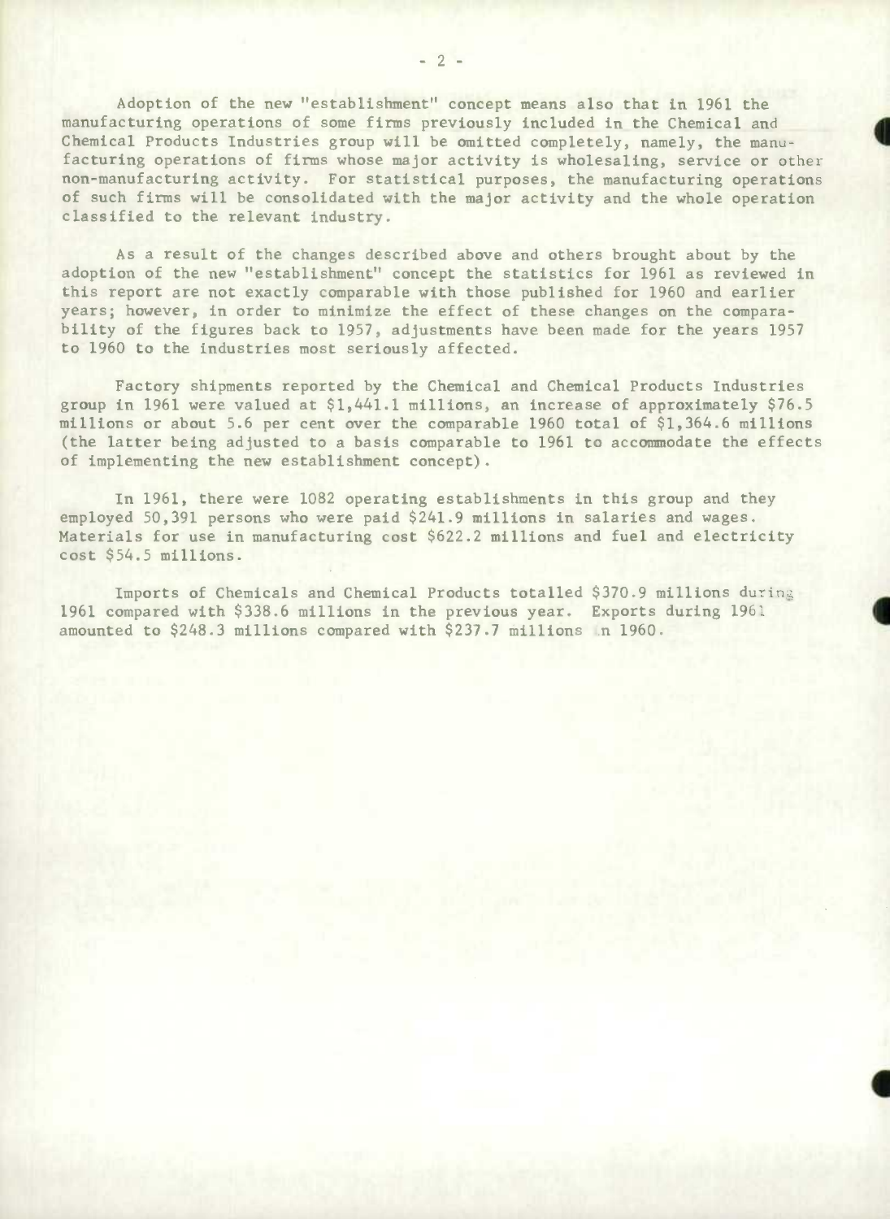Adoption of the new "establishment" concept means also that in 1961 the manufacturing operations of some firms previously included in the Chemical and Chemical Products Industries group will be omitted completely, namely, the manufacturing operations of firms whose major activity is wholesaling, service or other non-manufacturing activity. For statistical purposes, the manufacturing operations of such firms will be consolidated with the major activity and the whole operation classified to the relevant industry.

As a result of the changes described above and others brought about by the adoption of the new "establishment" concept the statistics for 1961 as reviewed in this report are not exactly comparable with those published for 1960 and earlier years; however, in order to minimize the effect of these changes on the comparability of the figures back to 1957, adjustments have been made for the years 1957 to 1960 to the industries most seriously affected.

Factory shipments reported by the Chemical and Chemical Products Industries group in 1961 were valued at $1,441.1 millions, an increase of approximately $76.5 millions or about 5.6 per cent over the comparable 1960 total of $1,364.6 millions (the latter being adjusted to a basis comparable to 1961 to accommodate the effects of implementing the new establishment concept).

In 1961, there were 1082 operating establishments in this group and they employed 50,391 persons who were paid $241.9 millions in salaries and wages. Materials for use in manufacturing cost $622.2 millions and fuel and electricity cost $54.5 millions.

Imports of Chemicals and Chemical Products totalled $370.9 millions during 1961 compared with $338.6 millions in the previous year. Exports during 1961 amounted to $248.3 millions compared with $237.7 millions in 1960.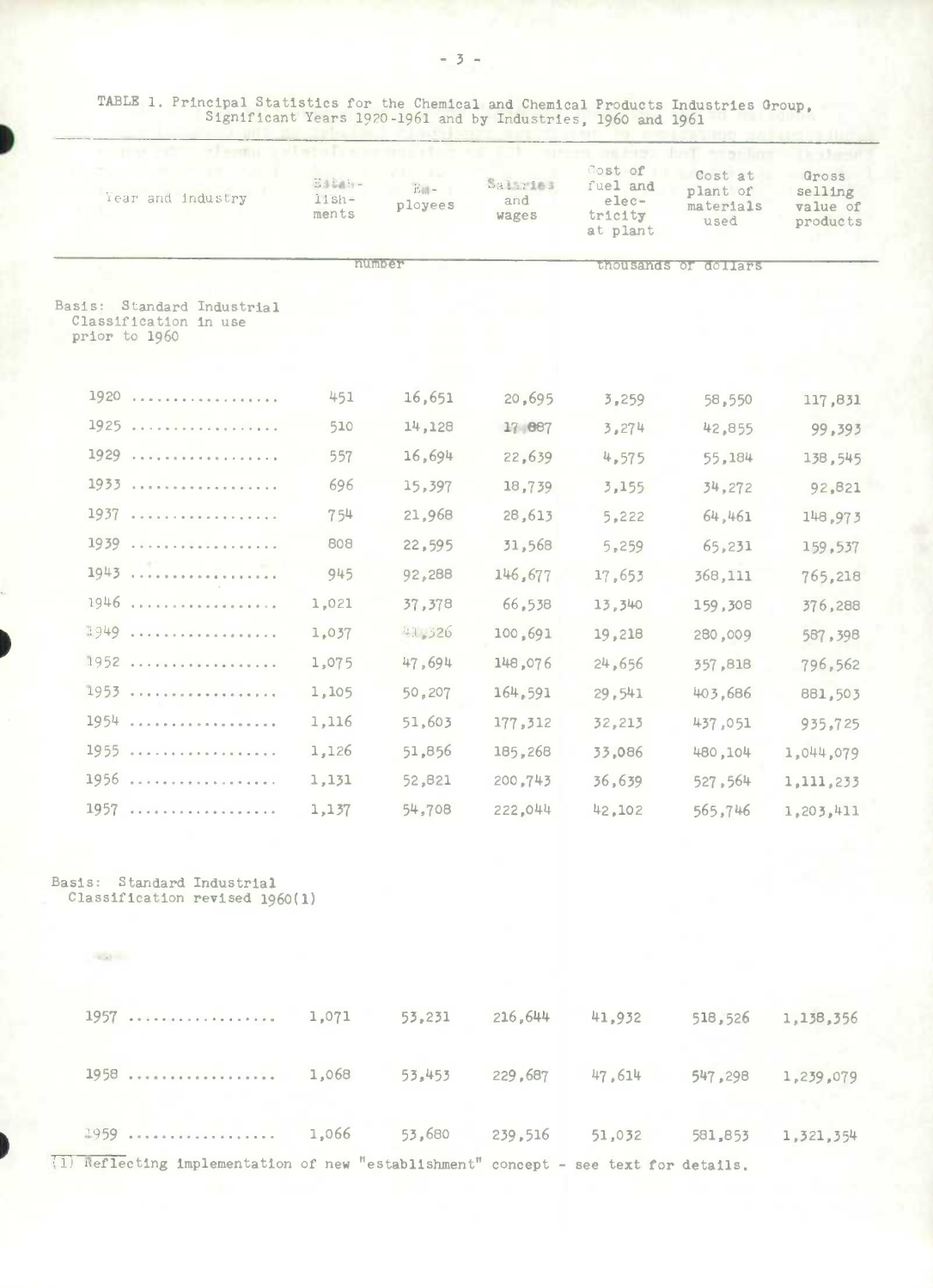TABLE 1. Principal Statistics for the Chemical and Chemical Products Industries Group, Significant Years 1920-1961 and by Industries, 1960 and 1961

| Year and industry | Establishments | Employees | Salaries and wages | Cost of fuel and electricity at plant | Cost at plant of materials used | Gross selling value of products |
|---|---|---|---|---|---|---|
| | number | | thousands of dollars | | | |
| Basis: Standard Industrial Classification in use prior to 1960 | | | | | | |
| 1920 .................. | 451 | 16,651 | 20,695 | 3,259 | 58,550 | 117,831 |
| 1925 .................. | 510 | 14,128 | 17,887 | 3,274 | 42,855 | 99,393 |
| 1929 .................. | 557 | 16,694 | 22,639 | 4,575 | 55,184 | 138,545 |
| 1933 .................. | 696 | 15,397 | 18,739 | 3,155 | 34,272 | 92,821 |
| 1937 .................. | 754 | 21,968 | 28,613 | 5,222 | 64,461 | 148,973 |
| 1939 .................. | 808 | 22,595 | 31,568 | 5,259 | 65,231 | 159,537 |
| 1943 .................. | 945 | 92,288 | 146,677 | 17,653 | 368,111 | 765,218 |
| 1946 .................. | 1,021 | 37,378 | 66,538 | 13,340 | 159,308 | 376,288 |
| 1949 .................. | 1,037 | 41,326 | 100,691 | 19,218 | 280,009 | 587,398 |
| 1952 .................. | 1,075 | 47,694 | 148,076 | 24,656 | 357,818 | 796,562 |
| 1953 .................. | 1,105 | 50,207 | 164,591 | 29,541 | 403,686 | 881,503 |
| 1954 .................. | 1,116 | 51,603 | 177,312 | 32,213 | 437,051 | 935,725 |
| 1955 .................. | 1,126 | 51,856 | 185,268 | 33,086 | 480,104 | 1,044,079 |
| 1956 .................. | 1,131 | 52,821 | 200,743 | 36,639 | 527,564 | 1,111,233 |
| 1957 .................. | 1,137 | 54,708 | 222,044 | 42,102 | 565,746 | 1,203,411 |
| Basis: Standard Industrial Classification revised 1960(1) | | | | | | |
| 1957 .................. | 1,071 | 53,231 | 216,644 | 41,932 | 518,526 | 1,138,356 |
| 1958 .................. | 1,068 | 53,453 | 229,687 | 47,614 | 547,298 | 1,239,079 |
| 1959 .................. | 1,066 | 53,680 | 239,516 | 51,032 | 581,853 | 1,321,354 |

(1) Reflecting implementation of new "establishment" concept - see text for details.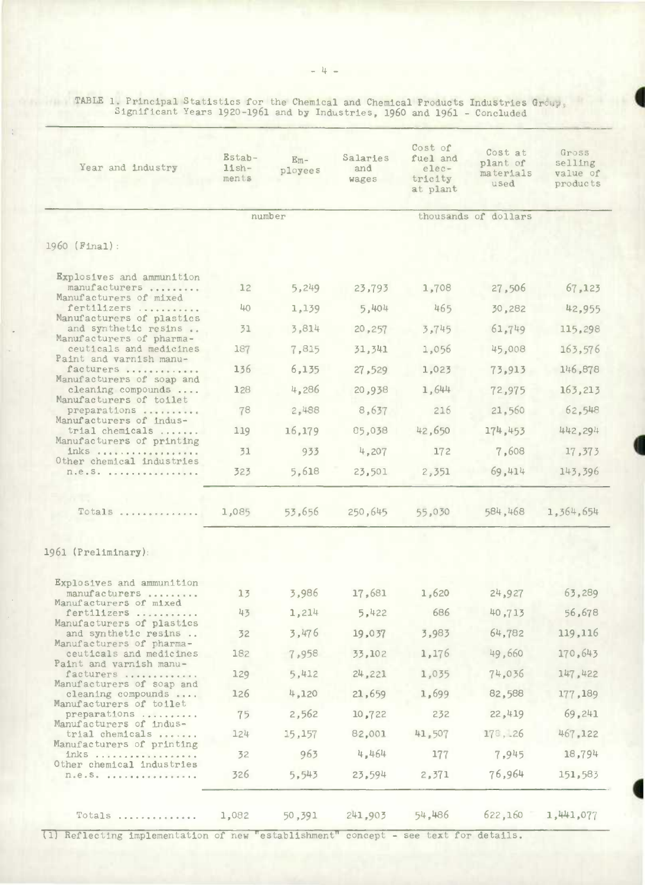TABLE 1. Principal Statistics for the Chemical and Chemical Products Industries Group, Significant Years 1920-1961 and by Industries, 1960 and 1961 - Concluded

| Year and industry | Establishments | Employees | Salaries and wages | Cost of fuel and electricity at plant | Cost at plant of materials used | Gross selling value of products |
|---|---|---|---|---|---|---|
| | number | | thousands of dollars | | | |
| **1960 (Final):** | | | | | | |
| Explosives and ammunition manufacturers ......... | 12 | 5,249 | 23,793 | 1,708 | 27,506 | 67,123 |
| Manufacturers of mixed fertilizers ........... | 40 | 1,139 | 5,404 | 465 | 30,282 | 42,955 |
| Manufacturers of plastics and synthetic resins .. | 31 | 3,814 | 20,257 | 3,745 | 61,749 | 115,298 |
| Manufacturers of pharmaceuticals and medicines | 187 | 7,815 | 31,341 | 1,056 | 45,008 | 163,576 |
| Paint and varnish manufacturers ............. | 136 | 6,135 | 27,529 | 1,023 | 73,913 | 146,878 |
| Manufacturers of soap and cleaning compounds .... | 128 | 4,286 | 20,938 | 1,644 | 72,975 | 163,213 |
| Manufacturers of toilet preparations .......... | 78 | 2,488 | 8,637 | 216 | 21,560 | 62,548 |
| Manufacturers of industrial chemicals ....... | 119 | 16,179 | 85,038 | 42,650 | 174,453 | 442,294 |
| Manufacturers of printing inks .................. | 31 | 933 | 4,207 | 172 | 7,608 | 17,373 |
| Other chemical industries n.e.s. ................ | 323 | 5,618 | 23,501 | 2,351 | 69,414 | 143,396 |
| Totals .............. | 1,085 | 53,656 | 250,645 | 55,030 | 584,468 | 1,364,654 |
| **1961 (Preliminary):** | | | | | | |
| Explosives and ammunition manufacturers ......... | 13 | 3,986 | 17,681 | 1,620 | 24,927 | 63,289 |
| Manufacturers of mixed fertilizers ........... | 43 | 1,214 | 5,422 | 686 | 40,713 | 56,678 |
| Manufacturers of plastics and synthetic resins .. | 32 | 3,476 | 19,037 | 3,983 | 64,782 | 119,116 |
| Manufacturers of pharmaceuticals and medicines | 182 | 7,958 | 33,102 | 1,176 | 49,660 | 170,643 |
| Paint and varnish manufacturers ............. | 129 | 5,412 | 24,221 | 1,035 | 74,036 | 147,422 |
| Manufacturers of soap and cleaning compounds .... | 126 | 4,120 | 21,659 | 1,699 | 82,588 | 177,189 |
| Manufacturers of toilet preparations .......... | 75 | 2,562 | 10,722 | 232 | 22,419 | 69,241 |
| Manufacturers of industrial chemicals ....... | 124 | 15,157 | 82,001 | 41,507 | 178,126 | 467,122 |
| Manufacturers of printing inks .................. | 32 | 963 | 4,464 | 177 | 7,945 | 18,794 |
| Other chemical industries n.e.s. ................ | 326 | 5,543 | 23,594 | 2,371 | 76,964 | 151,583 |
| Totals .............. | 1,082 | 50,391 | 241,903 | 54,486 | 622,160 | 1,441,077 |

(1) Reflecting implementation of new "establishment" concept - see text for details.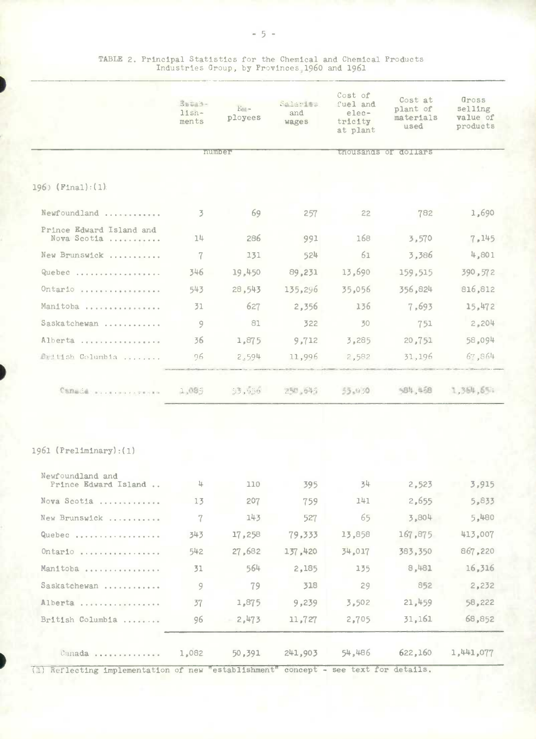TABLE 2. Principal Statistics for the Chemical and Chemical Products Industries Group, by Provinces, 1960 and 1961

| | Establishments | Employees | Salaries and wages | Cost of fuel and electricity at plant | Cost at plant of materials used | Gross selling value of products |
|---|---|---|---|---|---|---|
| | number | | thousands of dollars | | | |
| **1960 (Final):(1)** | | | | | | |
| Newfoundland ............ | 3 | 69 | 257 | 22 | 782 | 1,690 |
| Prince Edward Island and Nova Scotia ........... | 14 | 286 | 991 | 168 | 3,570 | 7,145 |
| New Brunswick ........... | 7 | 131 | 524 | 61 | 3,386 | 4,801 |
| Quebec .................. | 346 | 19,450 | 89,231 | 13,690 | 159,515 | 390,572 |
| Ontario ................. | 543 | 28,543 | 135,296 | 35,056 | 356,824 | 816,812 |
| Manitoba ................ | 31 | 627 | 2,356 | 136 | 7,693 | 15,472 |
| Saskatchewan ............ | 9 | 81 | 322 | 30 | 751 | 2,204 |
| Alberta ................. | 36 | 1,875 | 9,712 | 3,285 | 20,751 | 58,094 |
| British Columbia ........ | 96 | 2,594 | 11,996 | 2,582 | 31,196 | 67,864 |
| Canada ............... | 1,085 | 53,656 | 250,685 | 55,030 | 584,468 | 1,364,654 |
| **1961 (Preliminary):(1)** | | | | | | |
| Newfoundland and Prince Edward Island .. | 4 | 110 | 395 | 34 | 2,523 | 3,915 |
| Nova Scotia ............. | 13 | 207 | 759 | 141 | 2,655 | 5,833 |
| New Brunswick ........... | 7 | 143 | 527 | 65 | 3,804 | 5,480 |
| Quebec .................. | 343 | 17,258 | 79,333 | 13,858 | 167,875 | 413,007 |
| Ontario ................. | 542 | 27,682 | 137,420 | 34,017 | 383,350 | 867,220 |
| Manitoba ................ | 31 | 564 | 2,185 | 135 | 8,481 | 16,316 |
| Saskatchewan ............ | 9 | 79 | 318 | 29 | 852 | 2,232 |
| Alberta ................. | 37 | 1,875 | 9,239 | 3,502 | 21,459 | 58,222 |
| British Columbia ........ | 96 | 2,473 | 11,727 | 2,705 | 31,161 | 68,852 |
| Canada .............. | 1,082 | 50,391 | 241,903 | 54,486 | 622,160 | 1,441,077 |

(1) Reflecting implementation of new "establishment" concept - see text for details.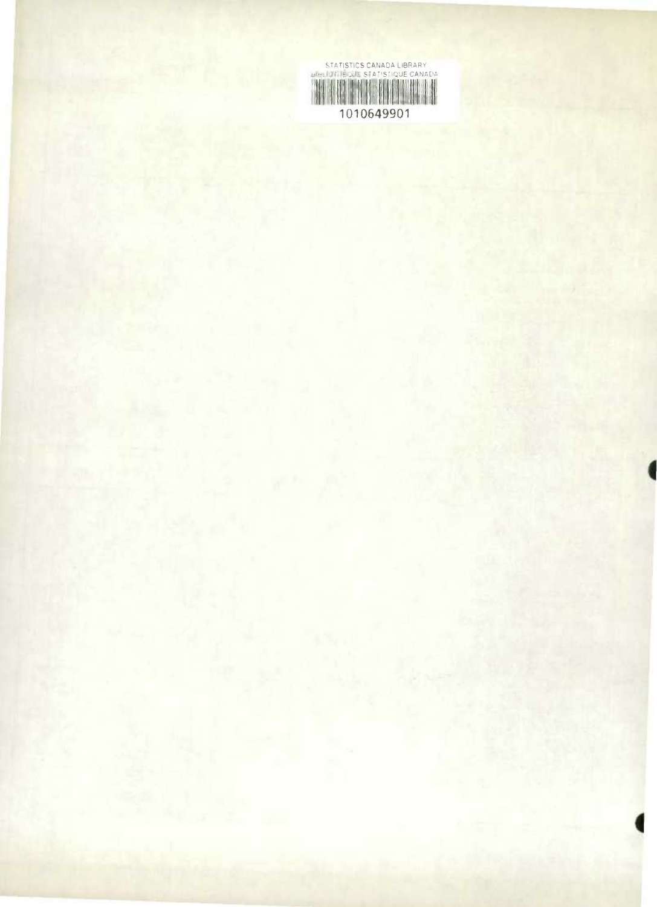STATISTICS CANADA LIBRARY
BIBLIOTHÈQUE STATISTIQUE CANADA

1010649901